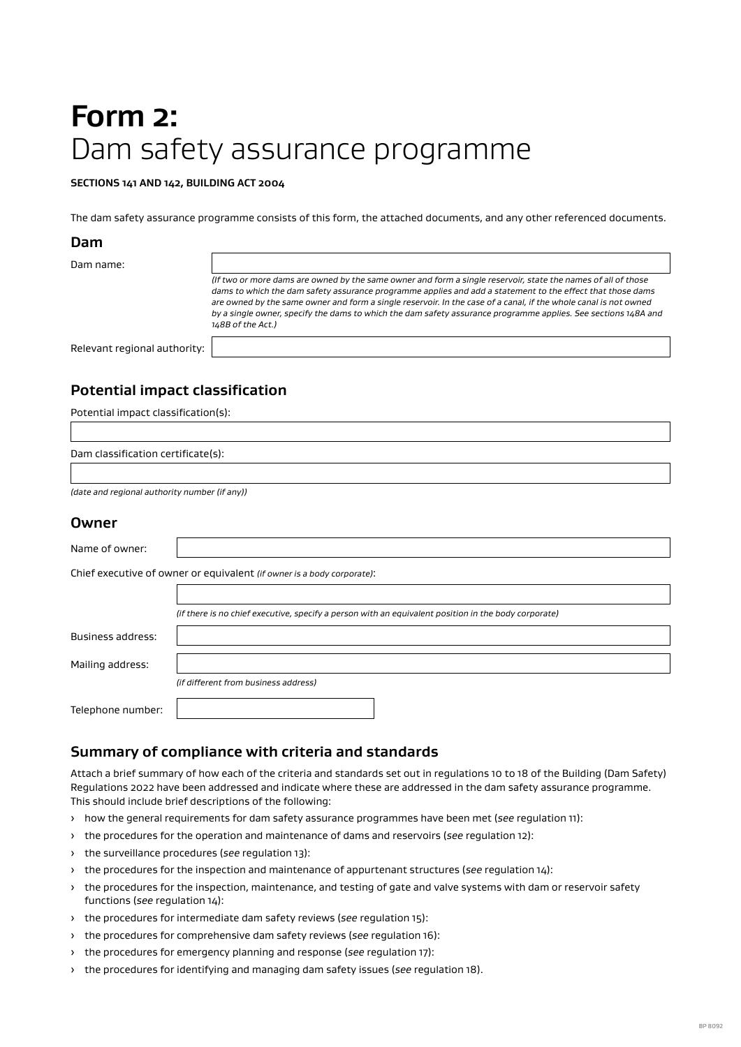# **Form 2:** Dam safety assurance programme

**SECTIONS 141 AND 142, BUILDING ACT 2004**

The dam safety assurance programme consists of this form, the attached documents, and any other referenced documents.

## Dam

Dam name:

*(If two or more dams are owned by the same owner and form a single reservoir, state the names of all of those dams to which the dam safety assurance programme applies and add a statement to the effect that those dams are owned by the same owner and form a single reservoir. In the case of a canal, if the whole canal is not owned by a single owner, specify the dams to which the dam safety assurance programme applies. See sections 148A and 148B of the Act.)*

Relevant regional authority:

## Potential impact classification

Potential impact classification(s):

Dam classification certificate(s):

*(date and regional authority number (if any))*

## Owner

Name of owner:

Chief executive of owner or equivalent *(if owner is a body corporate)*:

*(if there is no chief executive, specify a person with an equivalent position in the body corporate)*

Business address:

Mailing address:

*(if different from business address)*

Telephone number:

## Summary of compliance with criteria and standards

Attach a brief summary of how each of the criteria and standards set out in regulations 10 to 18 of the Building (Dam Safety) Regulations 2022 have been addressed and indicate where these are addressed in the dam safety assurance programme. This should include brief descriptions of the following:

- how the general requirements for dam safety assurance programmes have been met (*see* regulation 11):
- the procedures for the operation and maintenance of dams and reservoirs (*see* regulation 12):
- the surveillance procedures (*see* regulation 13):
- the procedures for the inspection and maintenance of appurtenant structures (*see* regulation 14):
- the procedures for the inspection, maintenance, and testing of gate and valve systems with dam or reservoir safety functions (*see* regulation 14):
- the procedures for intermediate dam safety reviews (*see* regulation 15):
- the procedures for comprehensive dam safety reviews (*see* regulation 16):
- the procedures for emergency planning and response (*see* regulation 17):
- the procedures for identifying and managing dam safety issues (*see* regulation 18).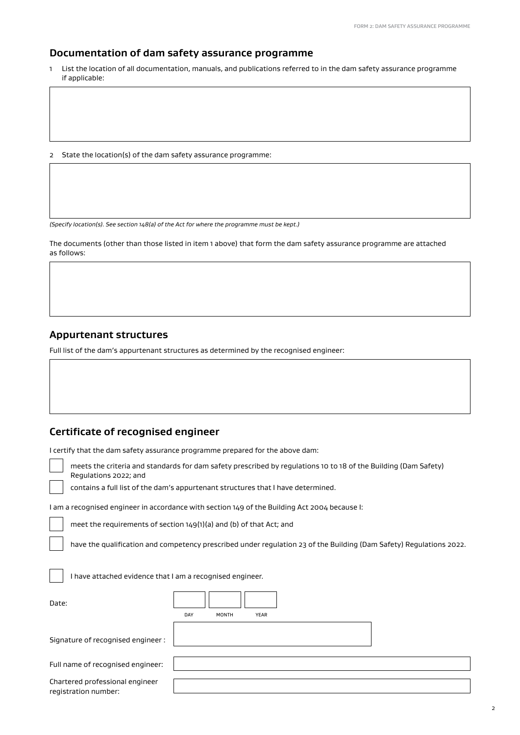## Documentation of dam safety assurance programme

1 List the location of all documentation, manuals, and publications referred to in the dam safety assurance programme if applicable:

2 State the location(s) of the dam safety assurance programme:

*(Specify location(s). See section 148(a) of the Act for where the programme must be kept.)*

The documents (other than those listed in item 1 above) that form the dam safety assurance programme are attached as follows:

## Appurtenant structures

Full list of the dam's appurtenant structures as determined by the recognised engineer:

## Certificate of recognised engineer

I certify that the dam safety assurance programme prepared for the above dam:

- ☐ meets the criteria and standards for dam safety prescribed by regulations 10 to 18 of the Building (Dam Safety) Regulations 2022; and
- ☐ contains a full list of the dam's appurtenant structures that I have determined.

I am a recognised engineer in accordance with section 149 of the Building Act 2004 because I:

- ☐ meet the requirements of section 149(1)(a) and (b) of that Act; and
- ☐ have the qualification and competency prescribed under regulation 23 of the Building (Dam Safety) Regulations 2022.

☐ I have attached evidence that I am a recognised engineer.

Date: DAY MONTH YEAR

Signature of recognised engineer :

Full name of recognised engineer:

Chartered professional engineer registration number: